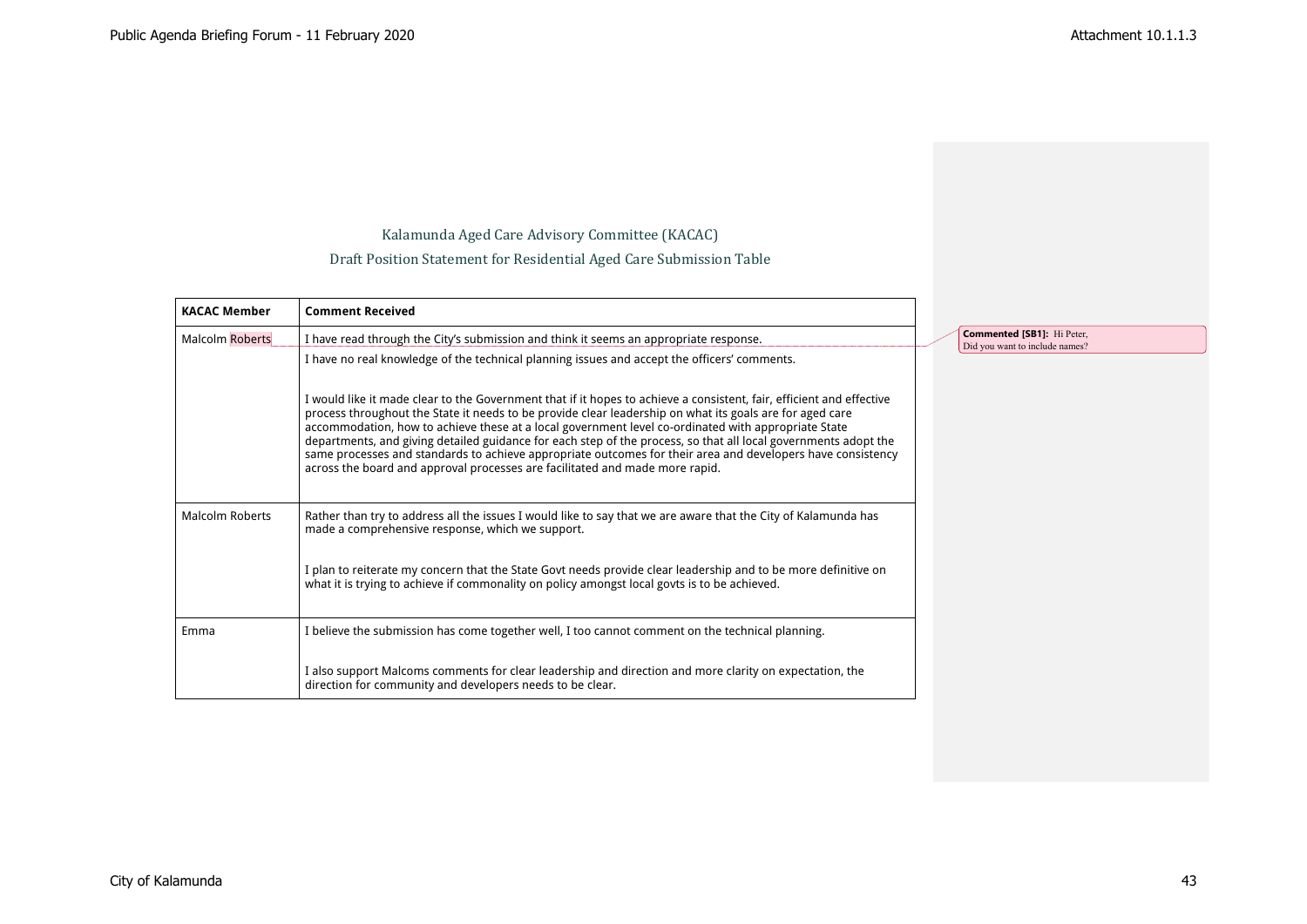# Kalamunda Aged Care Advisory Committee (KACAC)

## Draft Position Statement for Residential Aged Care Submission Table

| KACAC Member | Comment Received |
| --- | --- |
| Malcolm Roberts | I have read through the City's submission and think it seems an appropriate response.<br><br>I have no real knowledge of the technical planning issues and accept the officers' comments.<br><br>I would like it made clear to the Government that if it hopes to achieve a consistent, fair, efficient and effective process throughout the State it needs to be provide clear leadership on what its goals are for aged care accommodation, how to achieve these at a local government level co-ordinated with appropriate State departments, and giving detailed guidance for each step of the process, so that all local governments adopt the same processes and standards to achieve appropriate outcomes for their area and developers have consistency across the board and approval processes are facilitated and made more rapid. |
| Malcolm Roberts | Rather than try to address all the issues I would like to say that we are aware that the City of Kalamunda has made a comprehensive response, which we support.<br><br>I plan to reiterate my concern that the State Govt needs provide clear leadership and to be more definitive on what it is trying to achieve if commonality on policy amongst local govts is to be achieved. |
| Emma | I believe the submission has come together well, I too cannot comment on the technical planning.<br><br>I also support Malcoms comments for clear leadership and direction and more clarity on expectation, the direction for community and developers needs to be clear. |

**Commented [SB1]:** Hi Peter, Did you want to include names?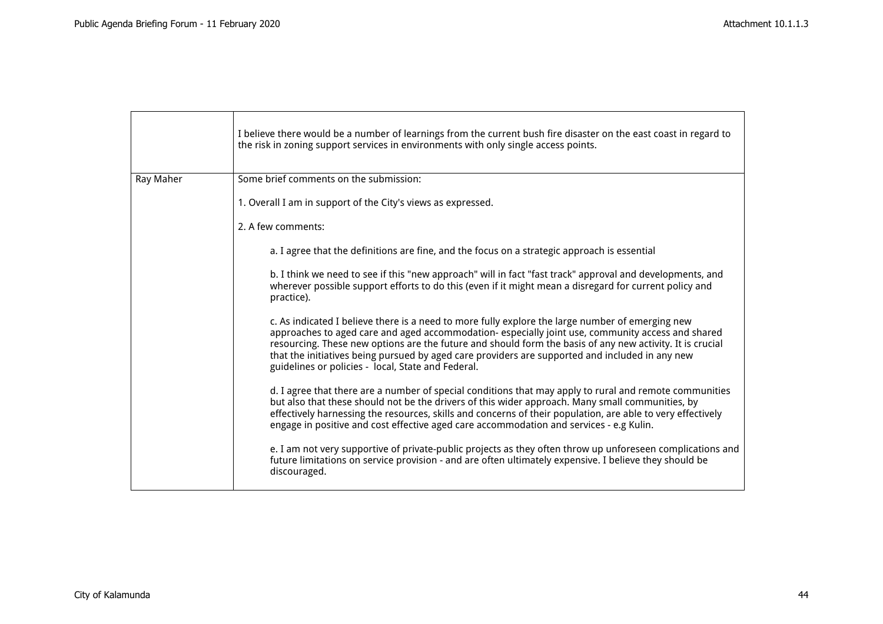| | |
|---|---|
| | I believe there would be a number of learnings from the current bush fire disaster on the east coast in regard to the risk in zoning support services in environments with only single access points. |
| Ray Maher | Some brief comments on the submission:<br><br>1. Overall I am in support of the City's views as expressed.<br><br>2. A few comments:<br><br>a. I agree that the definitions are fine, and the focus on a strategic approach is essential<br><br>b. I think we need to see if this "new approach" will in fact "fast track" approval and developments, and wherever possible support efforts to do this (even if it might mean a disregard for current policy and practice).<br><br>c. As indicated I believe there is a need to more fully explore the large number of emerging new approaches to aged care and aged accommodation- especially joint use, community access and shared resourcing. These new options are the future and should form the basis of any new activity. It is crucial that the initiatives being pursued by aged care providers are supported and included in any new guidelines or policies - local, State and Federal.<br><br>d. I agree that there are a number of special conditions that may apply to rural and remote communities but also that these should not be the drivers of this wider approach. Many small communities, by effectively harnessing the resources, skills and concerns of their population, are able to very effectively engage in positive and cost effective aged care accommodation and services - e.g Kulin.<br><br>e. I am not very supportive of private-public projects as they often throw up unforeseen complications and future limitations on service provision - and are often ultimately expensive. I believe they should be discouraged. |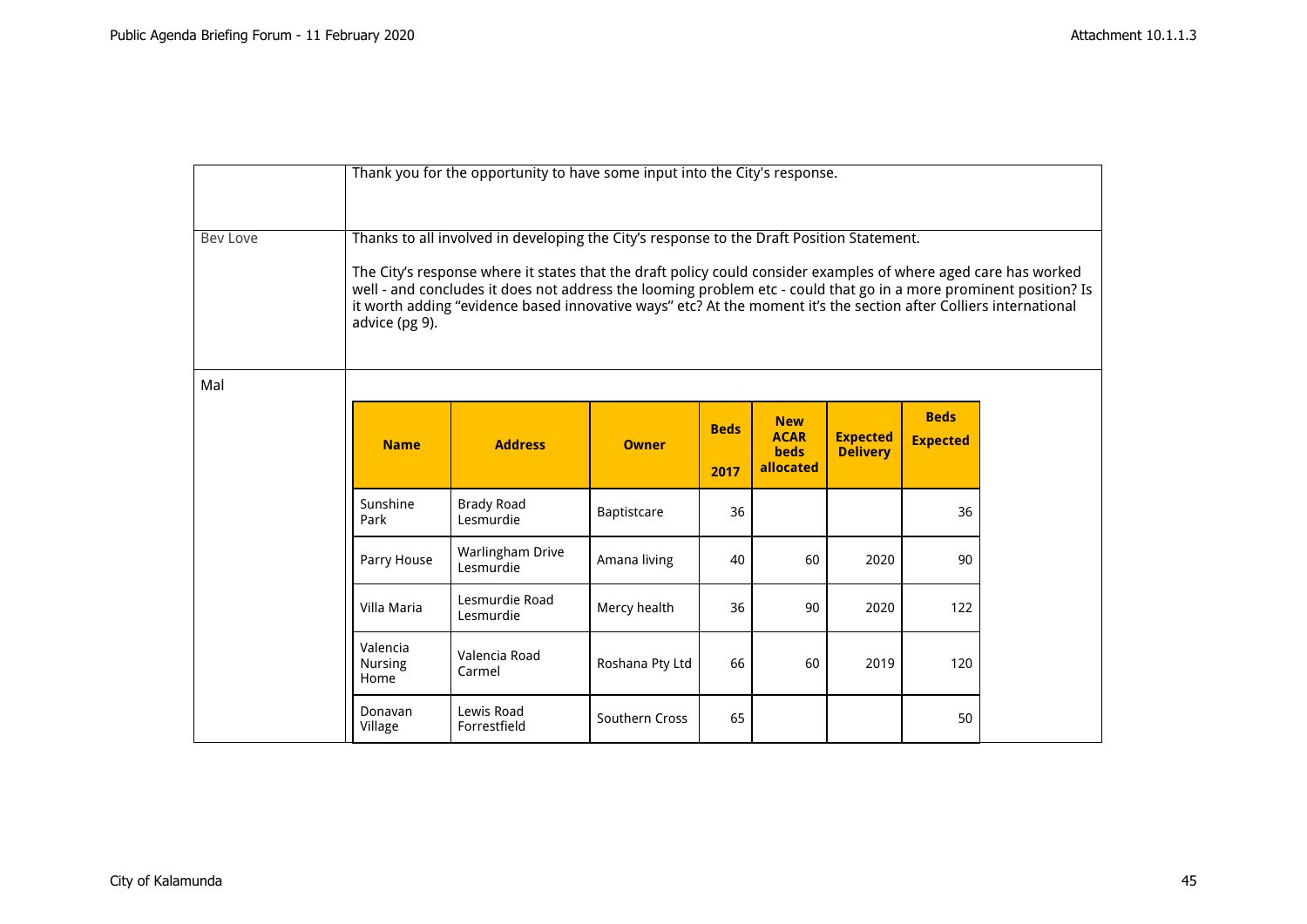| | |
|---|---|
| | Thank you for the opportunity to have some input into the City's response. |
| Bev Love | Thanks to all involved in developing the City's response to the Draft Position Statement.<br><br>The City's response where it states that the draft policy could consider examples of where aged care has worked well - and concludes it does not address the looming problem etc - could that go in a more prominent position? Is it worth adding "evidence based innovative ways" etc? At the moment it's the section after Colliers international advice (pg 9). |
| Mal | |

| Name | Address | Owner | Beds 2017 | New ACAR beds allocated | Expected Delivery | Beds Expected |
|---|---|---|---|---|---|---|
| Sunshine Park | Brady Road Lesmurdie | Baptistcare | 36 | | | 36 |
| Parry House | Warlingham Drive Lesmurdie | Amana living | 40 | 60 | 2020 | 90 |
| Villa Maria | Lesmurdie Road Lesmurdie | Mercy health | 36 | 90 | 2020 | 122 |
| Valencia Nursing Home | Valencia Road Carmel | Roshana Pty Ltd | 66 | 60 | 2019 | 120 |
| Donavan Village | Lewis Road Forrestfield | Southern Cross | 65 | | | 50 |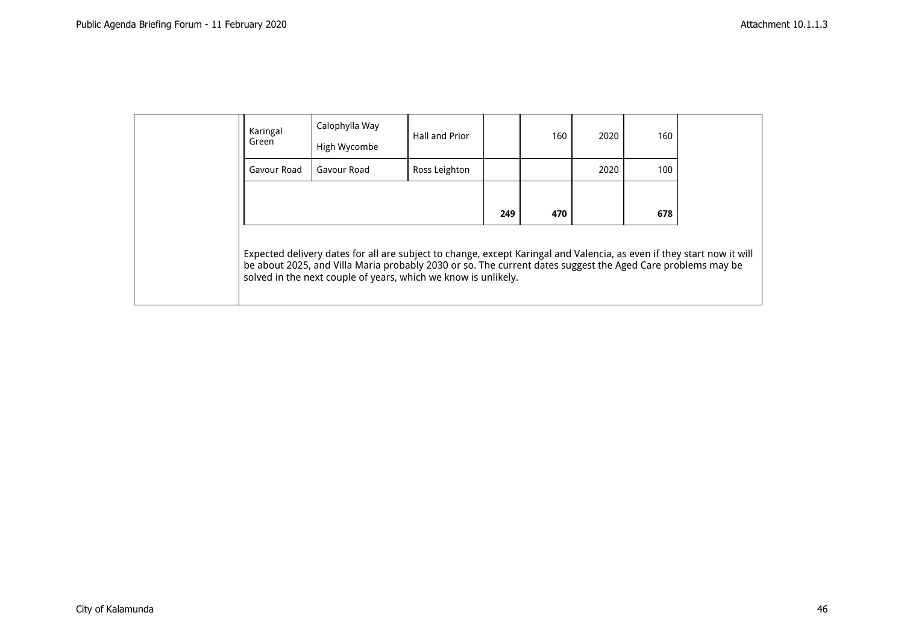| | | | | | | |
|---|---|---|---|---|---|---|
| Karingal Green | Calophylla Way<br>High Wycombe | Hall and Prior | | 160 | 2020 | 160 |
| Gavour Road | Gavour Road | Ross Leighton | | | 2020 | 100 |
| | | | **249** | **470** | | **678** |

Expected delivery dates for all are subject to change, except Karingal and Valencia, as even if they start now it will be about 2025, and Villa Maria probably 2030 or so. The current dates suggest the Aged Care problems may be solved in the next couple of years, which we know is unlikely.